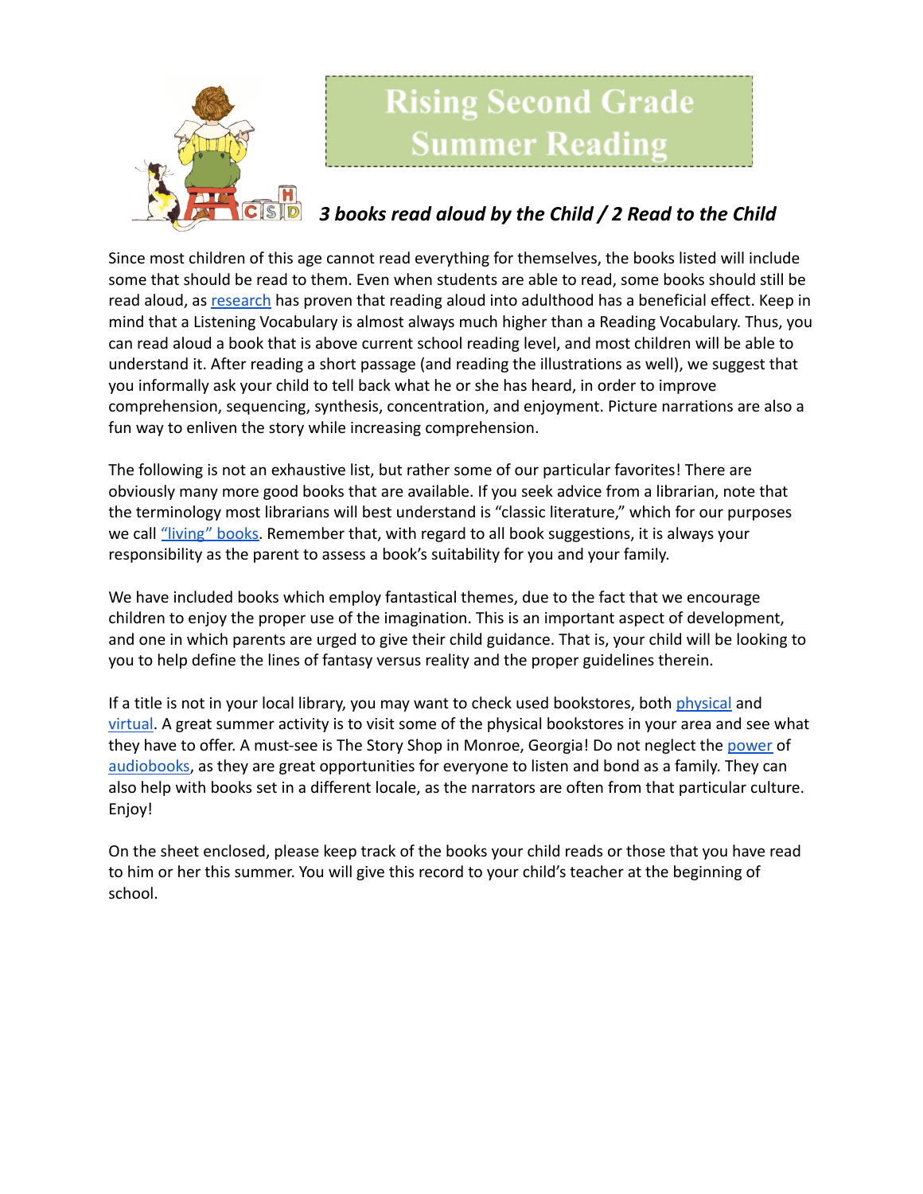# Rising Second Grade Summer Reading

***3 books read aloud by the Child / 2 Read to the Child***

Since most children of this age cannot read everything for themselves, the books listed will include some that should be read to them. Even when students are able to read, some books should still be read aloud, as research has proven that reading aloud into adulthood has a beneficial effect. Keep in mind that a Listening Vocabulary is almost always much higher than a Reading Vocabulary. Thus, you can read aloud a book that is above current school reading level, and most children will be able to understand it. After reading a short passage (and reading the illustrations as well), we suggest that you informally ask your child to tell back what he or she has heard, in order to improve comprehension, sequencing, synthesis, concentration, and enjoyment. Picture narrations are also a fun way to enliven the story while increasing comprehension.

The following is not an exhaustive list, but rather some of our particular favorites! There are obviously many more good books that are available. If you seek advice from a librarian, note that the terminology most librarians will best understand is "classic literature," which for our purposes we call "living" books. Remember that, with regard to all book suggestions, it is always your responsibility as the parent to assess a book's suitability for you and your family.

We have included books which employ fantastical themes, due to the fact that we encourage children to enjoy the proper use of the imagination. This is an important aspect of development, and one in which parents are urged to give their child guidance. That is, your child will be looking to you to help define the lines of fantasy versus reality and the proper guidelines therein.

If a title is not in your local library, you may want to check used bookstores, both physical and virtual. A great summer activity is to visit some of the physical bookstores in your area and see what they have to offer. A must-see is The Story Shop in Monroe, Georgia! Do not neglect the power of audiobooks, as they are great opportunities for everyone to listen and bond as a family. They can also help with books set in a different locale, as the narrators are often from that particular culture. Enjoy!

On the sheet enclosed, please keep track of the books your child reads or those that you have read to him or her this summer. You will give this record to your child's teacher at the beginning of school.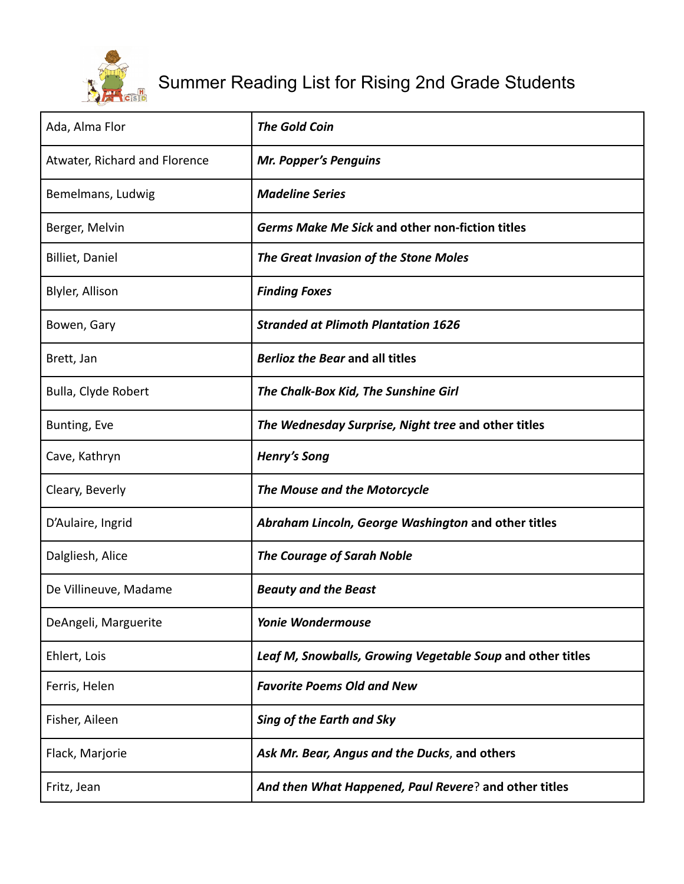# Summary Reading List for Rising 2nd Grade Students

| | |
|---|---|
| Ada, Alma Flor | ***The Gold Coin*** |
| Atwater, Richard and Florence | ***Mr. Popper's Penguins*** |
| Bemelmans, Ludwig | ***Madeline Series*** |
| Berger, Melvin | ***Germs Make Me Sick*** **and other non-fiction titles** |
| Billiet, Daniel | ***The Great Invasion of the Stone Moles*** |
| Blyler, Allison | ***Finding Foxes*** |
| Bowen, Gary | ***Stranded at Plimoth Plantation 1626*** |
| Brett, Jan | ***Berlioz the Bear*** **and all titles** |
| Bulla, Clyde Robert | ***The Chalk-Box Kid, The Sunshine Girl*** |
| Bunting, Eve | ***The Wednesday Surprise, Night tree*** **and other titles** |
| Cave, Kathryn | ***Henry's Song*** |
| Cleary, Beverly | ***The Mouse and the Motorcycle*** |
| D'Aulaire, Ingrid | ***Abraham Lincoln, George Washington*** **and other titles** |
| Dalgliesh, Alice | ***The Courage of Sarah Noble*** |
| De Villineuve, Madame | ***Beauty and the Beast*** |
| DeAngeli, Marguerite | ***Yonie Wondermouse*** |
| Ehlert, Lois | ***Leaf M, Snowballs, Growing Vegetable Soup*** **and other titles** |
| Ferris, Helen | ***Favorite Poems Old and New*** |
| Fisher, Aileen | ***Sing of the Earth and Sky*** |
| Flack, Marjorie | ***Ask Mr. Bear, Angus and the Ducks*****, and others** |
| Fritz, Jean | ***And then What Happened, Paul Revere*****? and other titles** |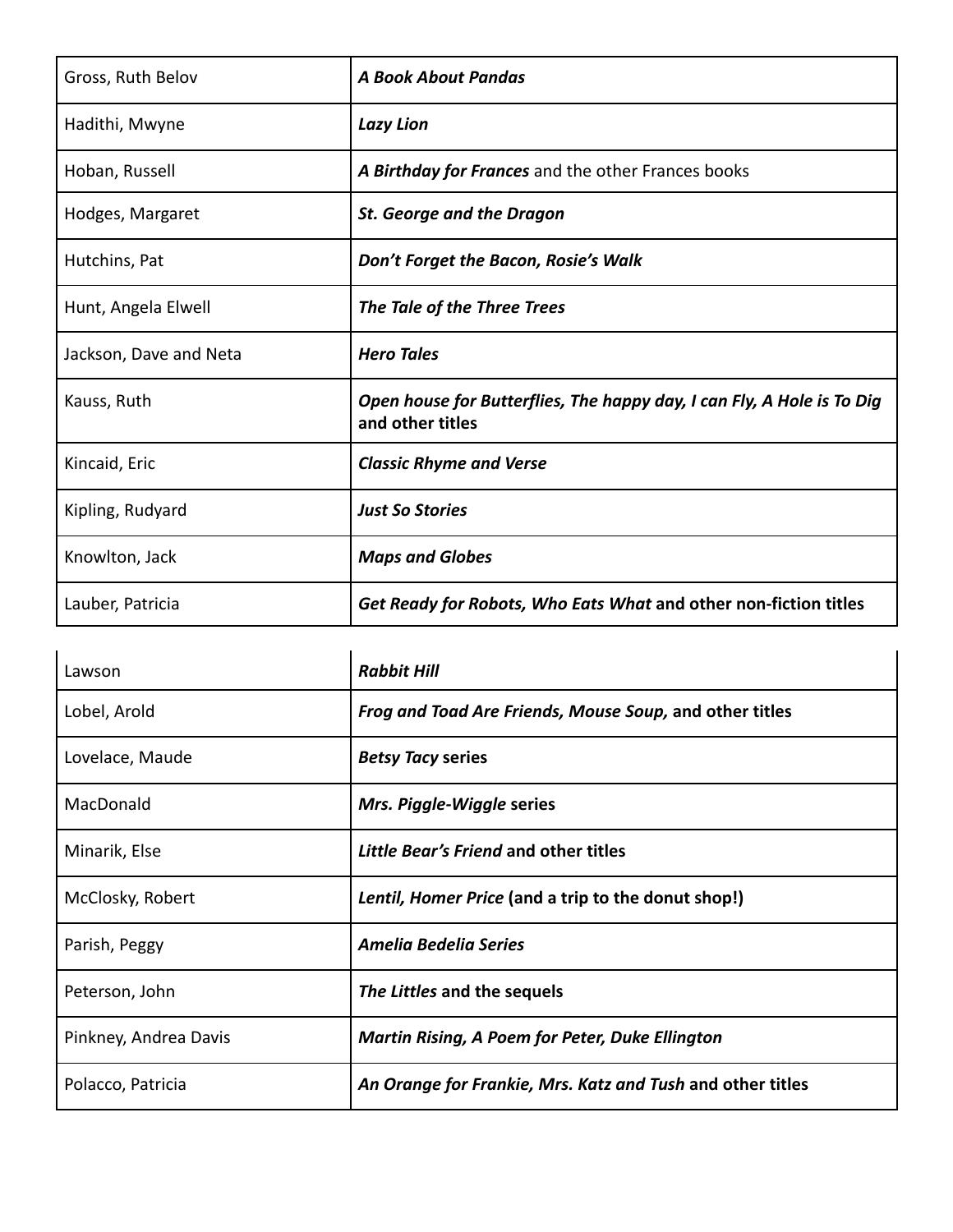| | |
|---|---|
| Gross, Ruth Belov | ***A Book About Pandas*** |
| Hadithi, Mwyne | ***Lazy Lion*** |
| Hoban, Russell | ***A Birthday for Frances*** and the other Frances books |
| Hodges, Margaret | ***St. George and the Dragon*** |
| Hutchins, Pat | ***Don't Forget the Bacon, Rosie's Walk*** |
| Hunt, Angela Elwell | ***The Tale of the Three Trees*** |
| Jackson, Dave and Neta | ***Hero Tales*** |
| Kauss, Ruth | ***Open house for Butterflies, The happy day, I can Fly, A Hole is To Dig* and other titles** |
| Kincaid, Eric | ***Classic Rhyme and Verse*** |
| Kipling, Rudyard | ***Just So Stories*** |
| Knowlton, Jack | ***Maps and Globes*** |
| Lauber, Patricia | ***Get Ready for Robots, Who Eats What* and other non-fiction titles** |
| Lawson | ***Rabbit Hill*** |
| Lobel, Arold | ***Frog and Toad Are Friends, Mouse Soup,* and other titles** |
| Lovelace, Maude | ***Betsy Tacy* series** |
| MacDonald | ***Mrs. Piggle-Wiggle* series** |
| Minarik, Else | ***Little Bear's Friend* and other titles** |
| McClosky, Robert | ***Lentil, Homer Price* (and a trip to the donut shop!)** |
| Parish, Peggy | ***Amelia Bedelia Series*** |
| Peterson, John | ***The Littles* and the sequels** |
| Pinkney, Andrea Davis | ***Martin Rising, A Poem for Peter, Duke Ellington*** |
| Polacco, Patricia | ***An Orange for Frankie, Mrs. Katz and Tush* and other titles** |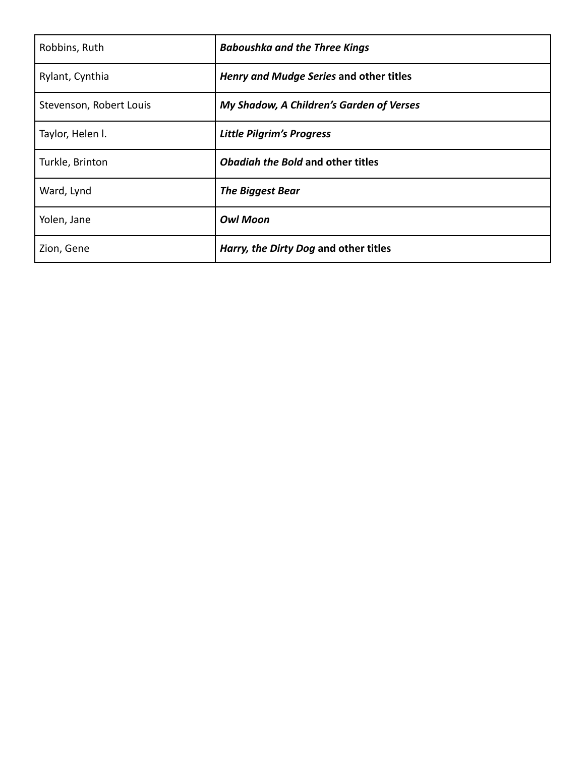| | |
|---|---|
| Robbins, Ruth | ***Baboushka and the Three Kings*** |
| Rylant, Cynthia | ***Henry and Mudge Series* and other titles** |
| Stevenson, Robert Louis | ***My Shadow, A Children's Garden of Verses*** |
| Taylor, Helen l. | ***Little Pilgrim's Progress*** |
| Turkle, Brinton | ***Obadiah the Bold* and other titles** |
| Ward, Lynd | ***The Biggest Bear*** |
| Yolen, Jane | ***Owl Moon*** |
| Zion, Gene | ***Harry, the Dirty Dog* and other titles** |